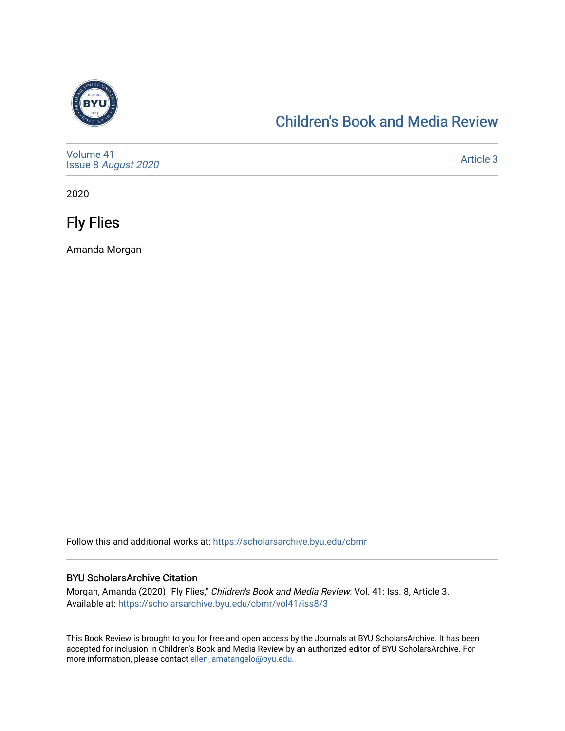Children's Book and Media Review

Volume 41
Issue 8 *August 2020*

Article 3

2020

# Fly Flies

Amanda Morgan

Follow this and additional works at: https://scholarsarchive.byu.edu/cbmr

### BYU ScholarsArchive Citation

Morgan, Amanda (2020) "Fly Flies," *Children's Book and Media Review*: Vol. 41: Iss. 8, Article 3.
Available at: https://scholarsarchive.byu.edu/cbmr/vol41/iss8/3

This Book Review is brought to you for free and open access by the Journals at BYU ScholarsArchive. It has been accepted for inclusion in Children's Book and Media Review by an authorized editor of BYU ScholarsArchive. For more information, please contact ellen_amatangelo@byu.edu.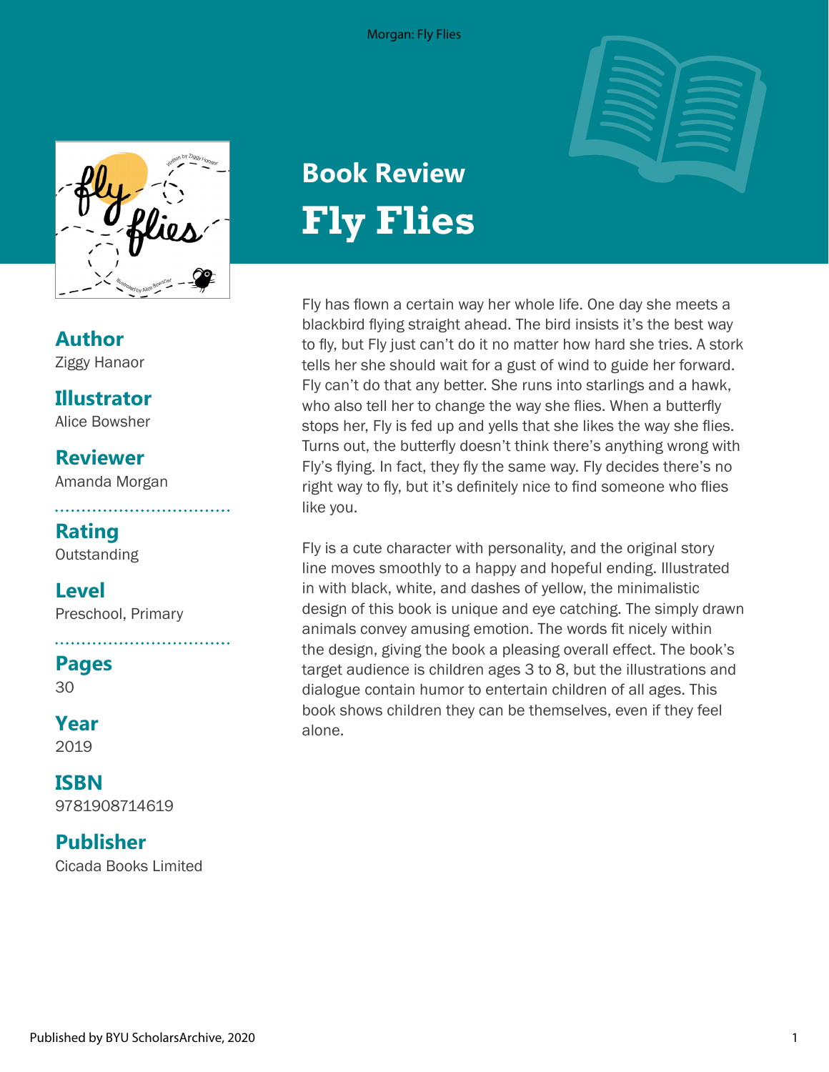# Book Review

# Fly Flies

**Author**
Ziggy Hanaor

**Illustrator**
Alice Bowsher

**Reviewer**
Amanda Morgan

**Rating**
Outstanding

**Level**
Preschool, Primary

**Pages**
30

**Year**
2019

**ISBN**
9781908714619

**Publisher**
Cicada Books Limited

Fly has flown a certain way her whole life. One day she meets a blackbird flying straight ahead. The bird insists it's the best way to fly, but Fly just can't do it no matter how hard she tries. A stork tells her she should wait for a gust of wind to guide her forward. Fly can't do that any better. She runs into starlings and a hawk, who also tell her to change the way she flies. When a butterfly stops her, Fly is fed up and yells that she likes the way she flies. Turns out, the butterfly doesn't think there's anything wrong with Fly's flying. In fact, they fly the same way. Fly decides there's no right way to fly, but it's definitely nice to find someone who flies like you.

Fly is a cute character with personality, and the original story line moves smoothly to a happy and hopeful ending. Illustrated in with black, white, and dashes of yellow, the minimalistic design of this book is unique and eye catching. The simply drawn animals convey amusing emotion. The words fit nicely within the design, giving the book a pleasing overall effect. The book's target audience is children ages 3 to 8, but the illustrations and dialogue contain humor to entertain children of all ages. This book shows children they can be themselves, even if they feel alone.